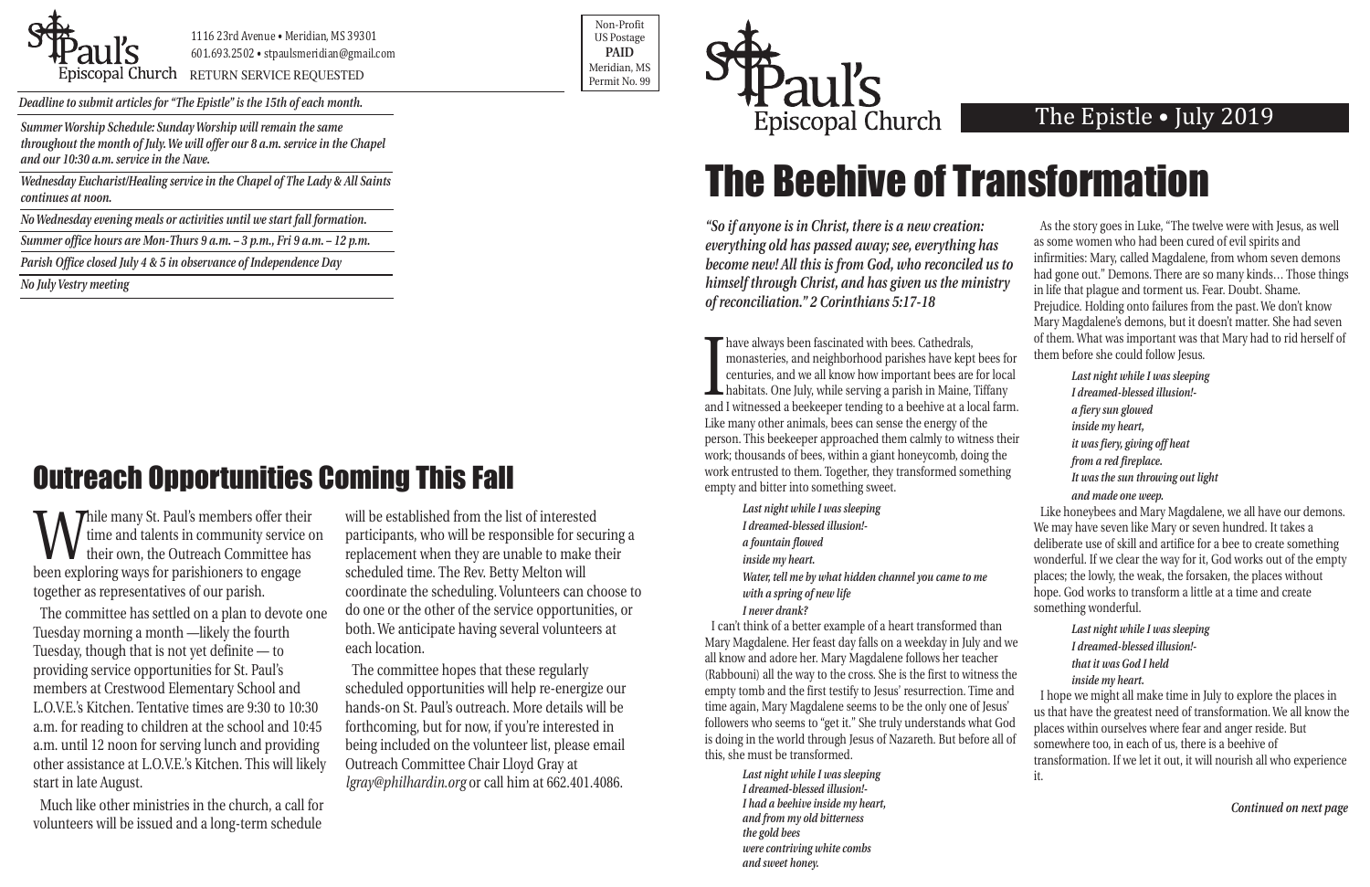St. Paul's Episcopal Church

1116 23rd Avenue • Meridian, MS 39301
601.693.2502 • stpaulsmeridian@gmail.com
RETURN SERVICE REQUESTED

Non-Profit
US Postage
**PAID**
Meridian, MS
Permit No. 99

*Deadline to submit articles for "The Epistle" is the 15th of each month.*

*Summer Worship Schedule: Sunday Worship will remain the same throughout the month of July. We will offer our 8 a.m. service in the Chapel and our 10:30 a.m. service in the Nave.*

*Wednesday Eucharist/Healing service in the Chapel of The Lady & All Saints continues at noon.*

*No Wednesday evening meals or activities until we start fall formation.*

*Summer office hours are Mon-Thurs 9 a.m. – 3 p.m., Fri 9 a.m. – 12 p.m.*

*Parish Office closed July 4 & 5 in observance of Independence Day*

*No July Vestry meeting*

## Outreach Opportunities Coming This Fall

While many St. Paul's members offer their time and talents in community service on their own, the Outreach Committee has been exploring ways for parishioners to engage together as representatives of our parish.

The committee has settled on a plan to devote one Tuesday morning a month —likely the fourth Tuesday, though that is not yet definite — to providing service opportunities for St. Paul's members at Crestwood Elementary School and L.O.V.E.'s Kitchen. Tentative times are 9:30 to 10:30 a.m. for reading to children at the school and 10:45 a.m. until 12 noon for serving lunch and providing other assistance at L.O.V.E.'s Kitchen. This will likely start in late August.

Much like other ministries in the church, a call for volunteers will be issued and a long-term schedule will be established from the list of interested participants, who will be responsible for securing a replacement when they are unable to make their scheduled time. The Rev. Betty Melton will coordinate the scheduling. Volunteers can choose to do one or the other of the service opportunities, or both. We anticipate having several volunteers at each location.

The committee hopes that these regularly scheduled opportunities will help re-energize our hands-on St. Paul's outreach. More details will be forthcoming, but for now, if you're interested in being included on the volunteer list, please email Outreach Committee Chair Lloyd Gray at *lgray@philhardin.org* or call him at 662.401.4086.

St. Paul's Episcopal Church

The Epistle • July 2019

# The Beehive of Transformation

***"So if anyone is in Christ, there is a new creation: everything old has passed away; see, everything has become new! All this is from God, who reconciled us to himself through Christ, and has given us the ministry of reconciliation." 2 Corinthians 5:17-18***

I have always been fascinated with bees. Cathedrals, monasteries, and neighborhood parishes have kept bees for centuries, and we all know how important bees are for local habitats. One July, while serving a parish in Maine, Tiffany and I witnessed a beekeeper tending to a beehive at a local farm. Like many other animals, bees can sense the energy of the person. This beekeeper approached them calmly to witness their work; thousands of bees, within a giant honeycomb, doing the work entrusted to them. Together, they transformed something empty and bitter into something sweet.

> ***Last night while I was sleeping***
> ***I dreamed-blessed illusion!-***
> ***a fountain flowed***
> ***inside my heart.***
> ***Water, tell me by what hidden channel you came to me***
> ***with a spring of new life***
> ***I never drank?***

I can't think of a better example of a heart transformed than Mary Magdalene. Her feast day falls on a weekday in July and we all know and adore her. Mary Magdalene follows her teacher (Rabbouni) all the way to the cross. She is the first to witness the empty tomb and the first testify to Jesus' resurrection. Time and time again, Mary Magdalene seems to be the only one of Jesus' followers who seems to "get it." She truly understands what God is doing in the world through Jesus of Nazareth. But before all of this, she must be transformed.

> ***Last night while I was sleeping***
> ***I dreamed-blessed illusion!-***
> ***I had a beehive inside my heart,***
> ***and from my old bitterness***
> ***the gold bees***
> ***were contriving white combs***
> ***and sweet honey.***

As the story goes in Luke, "The twelve were with Jesus, as well as some women who had been cured of evil spirits and infirmities: Mary, called Magdalene, from whom seven demons had gone out." Demons. There are so many kinds… Those things in life that plague and torment us. Fear. Doubt. Shame. Prejudice. Holding onto failures from the past. We don't know Mary Magdalene's demons, but it doesn't matter. She had seven of them. What was important was that Mary had to rid herself of them before she could follow Jesus.

> ***Last night while I was sleeping***
> ***I dreamed-blessed illusion!-***
> ***a fiery sun glowed***
> ***inside my heart,***
> ***it was fiery, giving off heat***
> ***from a red fireplace.***
> ***It was the sun throwing out light***
> ***and made one weep.***

Like honeybees and Mary Magdalene, we all have our demons. We may have seven like Mary or seven hundred. It takes a deliberate use of skill and artifice for a bee to create something wonderful. If we clear the way for it, God works out of the empty places; the lowly, the weak, the forsaken, the places without hope. God works to transform a little at a time and create something wonderful.

> ***Last night while I was sleeping***
> ***I dreamed-blessed illusion!-***
> ***that it was God I held***
> ***inside my heart.***

I hope we might all make time in July to explore the places in us that have the greatest need of transformation. We all know the places within ourselves where fear and anger reside. But somewhere too, in each of us, there is a beehive of transformation. If we let it out, it will nourish all who experience it.

***Continued on next page***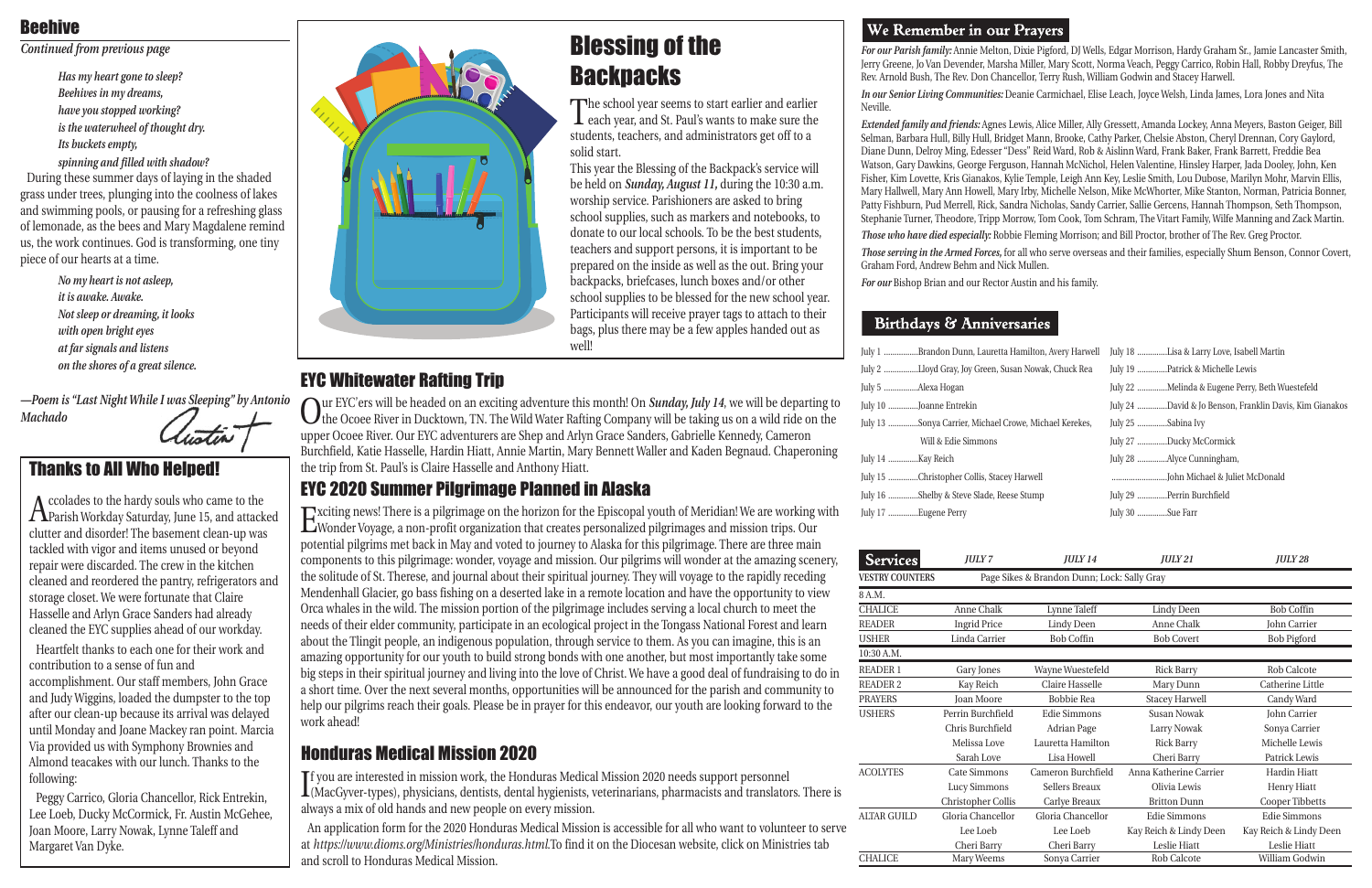## Beehive

*Continued from previous page*

*Has my heart gone to sleep?*
*Beehives in my dreams,*
*have you stopped working?*
*is the waterwheel of thought dry.*
*Its buckets empty,*
*spinning and filled with shadow?*

During these summer days of laying in the shaded grass under trees, plunging into the coolness of lakes and swimming pools, or pausing for a refreshing glass of lemonade, as the bees and Mary Magdalene remind us, the work continues. God is transforming, one tiny piece of our hearts at a time.

*No my heart is not asleep,*
*it is awake. Awake.*
*Not sleep or dreaming, it looks*
*with open bright eyes*
*at far signals and listens*
*on the shores of a great silence.*

*—Poem is "Last Night While I was Sleeping" by Antonio Machado*

Austin +

## Thanks to All Who Helped!

Accolades to the hardy souls who came to the Parish Workday Saturday, June 15, and attacked clutter and disorder! The basement clean-up was tackled with vigor and items unused or beyond repair were discarded. The crew in the kitchen cleaned and reordered the pantry, refrigerators and storage closet. We were fortunate that Claire Hasselle and Arlyn Grace Sanders had already cleaned the EYC supplies ahead of our workday.

Heartfelt thanks to each one for their work and contribution to a sense of fun and accomplishment. Our staff members, John Grace and Judy Wiggins, loaded the dumpster to the top after our clean-up because its arrival was delayed until Monday and Joane Mackey ran point. Marcia Via provided us with Symphony Brownies and Almond teacakes with our lunch. Thanks to the following:

Peggy Carrico, Gloria Chancellor, Rick Entrekin, Lee Loeb, Ducky McCormick, Fr. Austin McGehee, Joan Moore, Larry Nowak, Lynne Taleff and Margaret Van Dyke.

# Blessing of the Backpacks

The school year seems to start earlier and earlier each year, and St. Paul's wants to make sure the students, teachers, and administrators get off to a solid start.

This year the Blessing of the Backpack's service will be held on ***Sunday, August 11,*** during the 10:30 a.m. worship service. Parishioners are asked to bring school supplies, such as markers and notebooks, to donate to our local schools. To be the best students, teachers and support persons, it is important to be prepared on the inside as well as the out. Bring your backpacks, briefcases, lunch boxes and/or other school supplies to be blessed for the new school year. Participants will receive prayer tags to attach to their bags, plus there may be a few apples handed out as well!

## EYC Whitewater Rafting Trip

Our EYC'ers will be headed on an exciting adventure this month! On ***Sunday, July 14***, we will be departing to the Ocoee River in Ducktown, TN. The Wild Water Rafting Company will be taking us on a wild ride on the upper Ocoee River. Our EYC adventurers are Shep and Arlyn Grace Sanders, Gabrielle Kennedy, Cameron Burchfield, Katie Hasselle, Hardin Hiatt, Annie Martin, Mary Bennett Waller and Kaden Begnaud. Chaperoning the trip from St. Paul's is Claire Hasselle and Anthony Hiatt.

## EYC 2020 Summer Pilgrimage Planned in Alaska

Exciting news! There is a pilgrimage on the horizon for the Episcopal youth of Meridian! We are working with Wonder Voyage, a non-profit organization that creates personalized pilgrimages and mission trips. Our potential pilgrims met back in May and voted to journey to Alaska for this pilgrimage. There are three main components to this pilgrimage: wonder, voyage and mission. Our pilgrims will wonder at the amazing scenery, the solitude of St. Therese, and journal about their spiritual journey. They will voyage to the rapidly receding Mendenhall Glacier, go bass fishing on a deserted lake in a remote location and have the opportunity to view Orca whales in the wild. The mission portion of the pilgrimage includes serving a local church to meet the needs of their elder community, participate in an ecological project in the Tongass National Forest and learn about the Tlingit people, an indigenous population, through service to them. As you can imagine, this is an amazing opportunity for our youth to build strong bonds with one another, but most importantly take some big steps in their spiritual journey and living into the love of Christ. We have a good deal of fundraising to do in a short time. Over the next several months, opportunities will be announced for the parish and community to help our pilgrims reach their goals. Please be in prayer for this endeavor, our youth are looking forward to the work ahead!

## Honduras Medical Mission 2020

If you are interested in mission work, the Honduras Medical Mission 2020 needs support personnel (MacGyver-types), physicians, dentists, dental hygienists, veterinarians, pharmacists and translators. There is always a mix of old hands and new people on every mission.

An application form for the 2020 Honduras Medical Mission is accessible for all who want to volunteer to serve at *https://www.dioms.org/Ministries/honduras.html.* To find it on the Diocesan website, click on Ministries tab and scroll to Honduras Medical Mission.

## We Remember in our Prayers

*For our Parish family:* Annie Melton, Dixie Pigford, DJ Wells, Edgar Morrison, Hardy Graham Sr., Jamie Lancaster Smith, Jerry Greene, Jo Van Devender, Marsha Miller, Mary Scott, Norma Veach, Peggy Carrico, Robin Hall, Robby Dreyfus, The Rev. Arnold Bush, The Rev. Don Chancellor, Terry Rush, William Godwin and Stacey Harwell.

*In our Senior Living Communities:* Deanie Carmichael, Elise Leach, Joyce Welsh, Linda James, Lora Jones and Nita Neville.

*Extended family and friends:* Agnes Lewis, Alice Miller, Ally Gressett, Amanda Lockey, Anna Meyers, Baston Geiger, Bill Selman, Barbara Hull, Billy Hull, Bridget Mann, Brooke, Cathy Parker, Chelsie Abston, Cheryl Drennan, Cory Gaylord, Diane Dunn, Delroy Ming, Edesser "Dess" Reid Ward, Rob & Aislinn Ward, Frank Baker, Frank Barrett, Freddie Bea Watson, Gary Dawkins, George Ferguson, Hannah McNichol, Helen Valentine, Hinsley Harper, Jada Dooley, John, Ken Fisher, Kim Lovette, Kris Gianakos, Kylie Temple, Leigh Ann Key, Leslie Smith, Lou Dubose, Marilyn Mohr, Marvin Ellis, Mary Hallwell, Mary Ann Howell, Mary Irby, Michelle Nelson, Mike McWhorter, Mike Stanton, Norman, Patricia Bonner, Patty Fishburn, Pud Merrell, Rick, Sandra Nicholas, Sandy Carrier, Sallie Gercens, Hannah Thompson, Seth Thompson, Stephanie Turner, Theodore, Tripp Morrow, Tom Cook, Tom Schram, The Vitart Family, Wilfe Manning and Zack Martin.

*Those who have died especially:* Robbie Fleming Morrison; and Bill Proctor, brother of The Rev. Greg Proctor.

*Those serving in the Armed Forces,* for all who serve overseas and their families, especially Shum Benson, Connor Covert, Graham Ford, Andrew Behm and Nick Mullen.

*For our* Bishop Brian and our Rector Austin and his family.

## Birthdays & Anniversaries

July 1 ................Brandon Dunn, Lauretta Hamilton, Avery Harwell
July 2 ................Lloyd Gray, Joy Green, Susan Nowak, Chuck Rea
July 5 ................Alexa Hogan
July 10 ..............Joanne Entrekin
July 13 ..............Sonya Carrier, Michael Crowe, Michael Kerekes, Will & Edie Simmons
July 14 ..............Kay Reich
July 15 ..............Christopher Collis, Stacey Harwell
July 16 ..............Shelby & Steve Slade, Reese Stump
July 17 ..............Eugene Perry
July 18 ..............Lisa & Larry Love, Isabell Martin
July 19 ..............Patrick & Michelle Lewis
July 22 ..............Melinda & Eugene Perry, Beth Wuestefeld
July 24 ..............David & Jo Benson, Franklin Davis, Kim Gianakos
July 25 ..............Sabina Ivy
July 27 ..............Ducky McCormick
July 28 ..............Alyce Cunningham, John Michael & Juliet McDonald
July 29 ..............Perrin Burchfield
July 30 ..............Sue Farr

| Services | JULY 7 | JULY 14 | JULY 21 | JULY 28 |
|---|---|---|---|---|
| VESTRY COUNTERS | Page Sikes & Brandon Dunn; Lock: Sally Gray | | | |
| 8 A.M. | | | | |
| CHALICE | Anne Chalk | Lynne Taleff | Lindy Deen | Bob Coffin |
| READER | Ingrid Price | Lindy Deen | Anne Chalk | John Carrier |
| USHER | Linda Carrier | Bob Coffin | Bob Covert | Bob Pigford |
| 10:30 A.M. | | | | |
| READER 1 | Gary Jones | Wayne Wuestefeld | Rick Barry | Rob Calcote |
| READER 2 | Kay Reich | Claire Hasselle | Mary Dunn | Catherine Little |
| PRAYERS | Joan Moore | Bobbie Rea | Stacey Harwell | Candy Ward |
| USHERS | Perrin Burchfield | Edie Simmons | Susan Nowak | John Carrier |
| | Chris Burchfield | Adrian Page | Larry Nowak | Sonya Carrier |
| | Melissa Love | Lauretta Hamilton | Rick Barry | Michelle Lewis |
| | Sarah Love | Lisa Howell | Cheri Barry | Patrick Lewis |
| ACOLYTES | Cate Simmons | Cameron Burchfield | Anna Katherine Carrier | Hardin Hiatt |
| | Lucy Simmons | Sellers Breaux | Olivia Lewis | Henry Hiatt |
| | Christopher Collis | Carlye Breaux | Britton Dunn | Cooper Tibbetts |
| ALTAR GUILD | Gloria Chancellor | Gloria Chancellor | Edie Simmons | Edie Simmons |
| | Lee Loeb | Lee Loeb | Kay Reich & Lindy Deen | Kay Reich & Lindy Deen |
| | Cheri Barry | Cheri Barry | Leslie Hiatt | Leslie Hiatt |
| CHALICE | Mary Weems | Sonya Carrier | Rob Calcote | William Godwin |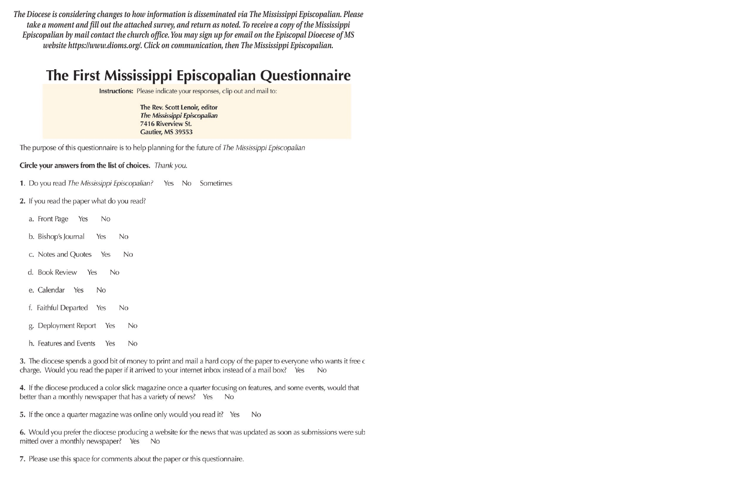*The Diocese is considering changes to how information is disseminated via The Mississippi Episcopalian. Please take a moment and fill out the attached survey, and return as noted. To receive a copy of the Mississippi Episcopalian by mail contact the church office. You may sign up for email on the Episcopal Dioecese of MS website https://www.dioms.org/. Click on communication, then The Mississippi Episcopalian.*

# The First Mississippi Episcopalian Questionnaire

**Instructions:** Please indicate your responses, clip out and mail to:

**The Rev. Scott Lenoir, editor**
***The Mississippi Episcopalian***
**7416 Riverview St.**
**Gautier, MS 39553**

The purpose of this questionnaire is to help planning for the future of *The Mississippi Episcopalian*

**Circle your answers from the list of choices.** *Thank you.*

**1**. Do you read *The Mississippi Episcopalian?* Yes No Sometimes

**2.** If you read the paper what do you read?

a. Front Page Yes No

b. Bishop's Journal Yes No

c. Notes and Quotes Yes No

d. Book Review Yes No

e. Calendar Yes No

f. Faithful Departed Yes No

g. Deployment Report Yes No

h. Features and Events Yes No

**3.** The diocese spends a good bit of money to print and mail a hard copy of the paper to everyone who wants it free c charge. Would you read the paper if it arrived to your internet inbox instead of a mail box? Yes No

**4.** If the diocese produced a color slick magazine once a quarter focusing on features, and some events, would that better than a monthly newspaper that has a variety of news? Yes No

**5.** If the once a quarter magazine was online only would you read it? Yes No

**6.** Would you prefer the diocese producing a website for the news that was updated as soon as submissions were sub mitted over a monthly newspaper? Yes No

**7.** Please use this space for comments about the paper or this questionnaire.